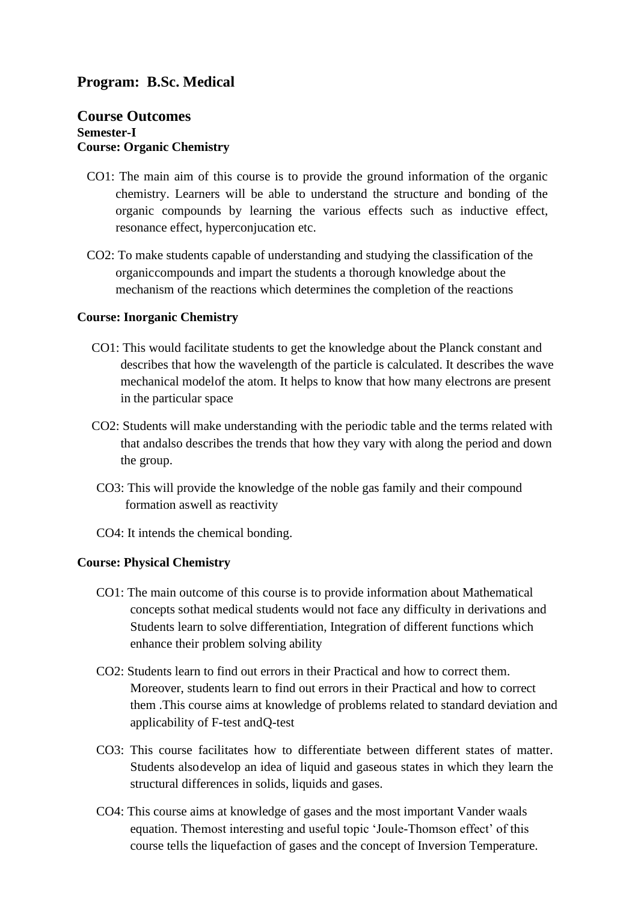## Program: B.Sc. Medical

## Course Outcomes

**Semester-I**

**Course: Organic Chemistry**

CO1: The main aim of this course is to provide the ground information of the organic chemistry. Learners will be able to understand the structure and bonding of the organic compounds by learning the various effects such as inductive effect, resonance effect, hyperconjucation etc.

CO2: To make students capable of understanding and studying the classification of the organiccompounds and impart the students a thorough knowledge about the mechanism of the reactions which determines the completion of the reactions

**Course: Inorganic Chemistry**

CO1: This would facilitate students to get the knowledge about the Planck constant and describes that how the wavelength of the particle is calculated. It describes the wave mechanical modelof the atom. It helps to know that how many electrons are present in the particular space

CO2: Students will make understanding with the periodic table and the terms related with that andalso describes the trends that how they vary with along the period and down the group.

CO3: This will provide the knowledge of the noble gas family and their compound formation aswell as reactivity

CO4: It intends the chemical bonding.

**Course: Physical Chemistry**

CO1: The main outcome of this course is to provide information about Mathematical concepts sothat medical students would not face any difficulty in derivations and Students learn to solve differentiation, Integration of different functions which enhance their problem solving ability

CO2: Students learn to find out errors in their Practical and how to correct them. Moreover, students learn to find out errors in their Practical and how to correct them .This course aims at knowledge of problems related to standard deviation and applicability of F-test andQ-test

CO3: This course facilitates how to differentiate between different states of matter. Students alsodevelop an idea of liquid and gaseous states in which they learn the structural differences in solids, liquids and gases.

CO4: This course aims at knowledge of gases and the most important Vander waals equation. Themost interesting and useful topic 'Joule-Thomson effect' of this course tells the liquefaction of gases and the concept of Inversion Temperature.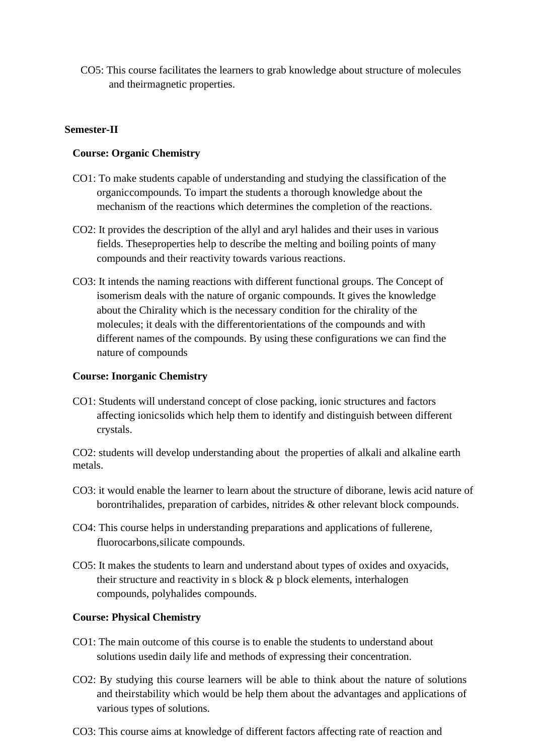CO5: This course facilitates the learners to grab knowledge about structure of molecules and theirmagnetic properties.

**Semester-II**

**Course: Organic Chemistry**

CO1: To make students capable of understanding and studying the classification of the organiccompounds. To impart the students a thorough knowledge about the mechanism of the reactions which determines the completion of the reactions.

CO2: It provides the description of the allyl and aryl halides and their uses in various fields. Theseproperties help to describe the melting and boiling points of many compounds and their reactivity towards various reactions.

CO3: It intends the naming reactions with different functional groups. The Concept of isomerism deals with the nature of organic compounds. It gives the knowledge about the Chirality which is the necessary condition for the chirality of the molecules; it deals with the differentorientations of the compounds and with different names of the compounds. By using these configurations we can find the nature of compounds

**Course: Inorganic Chemistry**

CO1: Students will understand concept of close packing, ionic structures and factors affecting ionicsolids which help them to identify and distinguish between different crystals.

CO2: students will develop understanding about the properties of alkali and alkaline earth metals.

CO3: it would enable the learner to learn about the structure of diborane, lewis acid nature of borontrihalides, preparation of carbides, nitrides & other relevant block compounds.

CO4: This course helps in understanding preparations and applications of fullerene, fluorocarbons,silicate compounds.

CO5: It makes the students to learn and understand about types of oxides and oxyacids, their structure and reactivity in s block & p block elements, interhalogen compounds, polyhalides compounds.

**Course: Physical Chemistry**

CO1: The main outcome of this course is to enable the students to understand about solutions usedin daily life and methods of expressing their concentration.

CO2: By studying this course learners will be able to think about the nature of solutions and theirstability which would be help them about the advantages and applications of various types of solutions.

CO3: This course aims at knowledge of different factors affecting rate of reaction and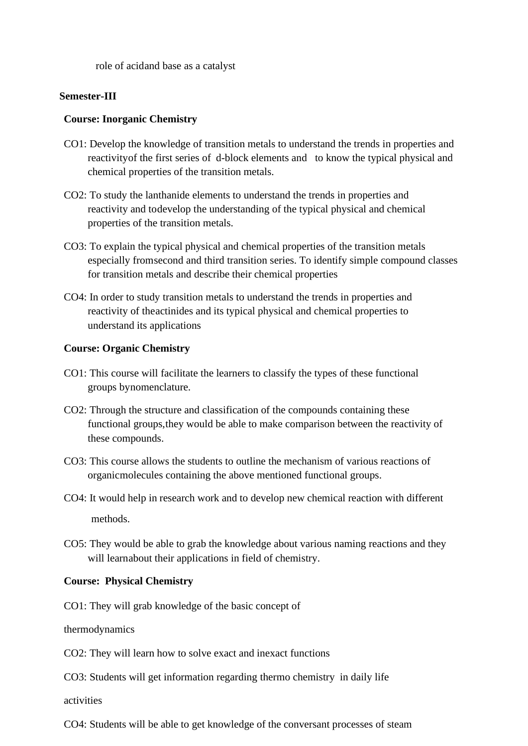role of acidand base as a catalyst

**Semester-III**

**Course: Inorganic Chemistry**

CO1: Develop the knowledge of transition metals to understand the trends in properties and reactivityof the first series of d-block elements and to know the typical physical and chemical properties of the transition metals.

CO2: To study the lanthanide elements to understand the trends in properties and reactivity and todevelop the understanding of the typical physical and chemical properties of the transition metals.

CO3: To explain the typical physical and chemical properties of the transition metals especially fromsecond and third transition series. To identify simple compound classes for transition metals and describe their chemical properties

CO4: In order to study transition metals to understand the trends in properties and reactivity of theactinides and its typical physical and chemical properties to understand its applications

**Course: Organic Chemistry**

CO1: This course will facilitate the learners to classify the types of these functional groups bynomenclature.

CO2: Through the structure and classification of the compounds containing these functional groups,they would be able to make comparison between the reactivity of these compounds.

CO3: This course allows the students to outline the mechanism of various reactions of organicmolecules containing the above mentioned functional groups.

CO4: It would help in research work and to develop new chemical reaction with different methods.

CO5: They would be able to grab the knowledge about various naming reactions and they will learnabout their applications in field of chemistry.

**Course: Physical Chemistry**

CO1: They will grab knowledge of the basic concept of thermodynamics

CO2: They will learn how to solve exact and inexact functions

CO3: Students will get information regarding thermo chemistry in daily life activities

CO4: Students will be able to get knowledge of the conversant processes of steam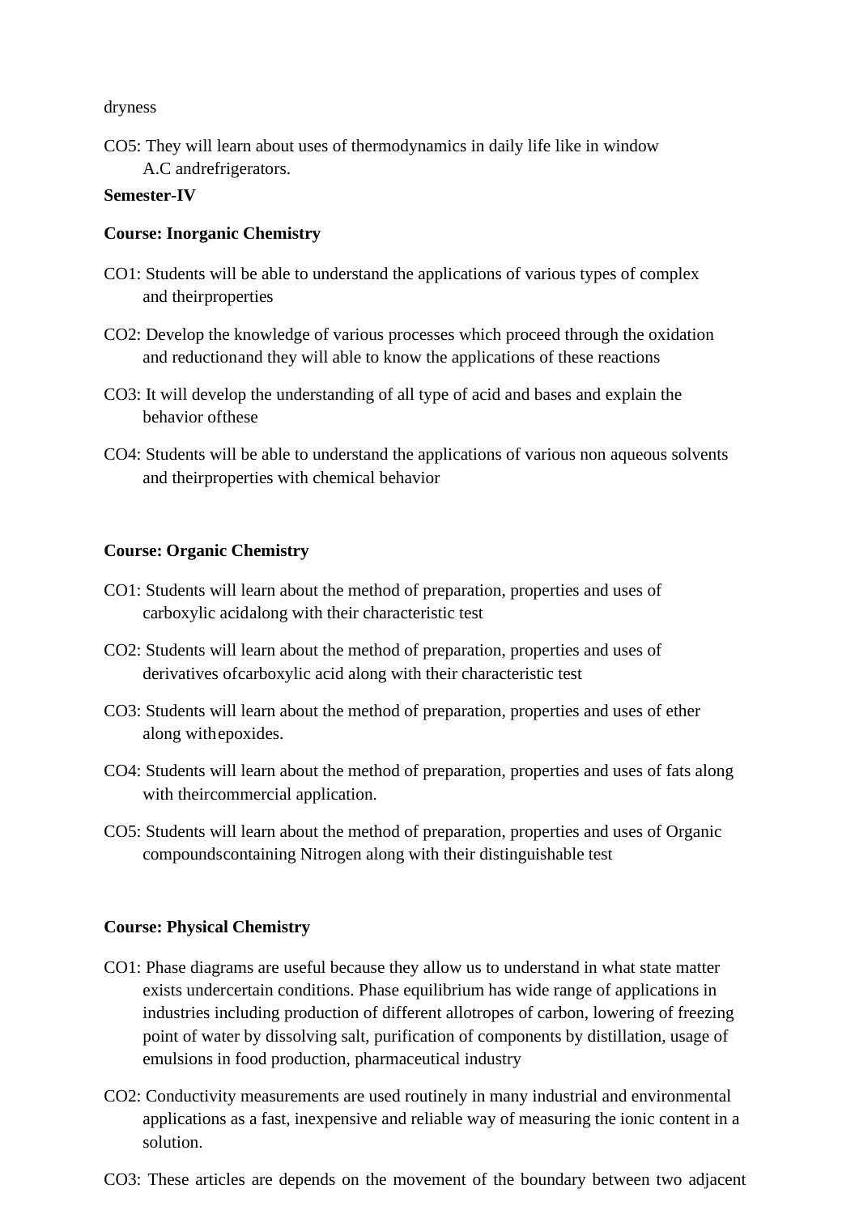dryness

CO5: They will learn about uses of thermodynamics in daily life like in window A.C andrefrigerators.

**Semester-IV**

**Course: Inorganic Chemistry**

CO1: Students will be able to understand the applications of various types of complex and theirproperties

CO2: Develop the knowledge of various processes which proceed through the oxidation and reductionand they will able to know the applications of these reactions

CO3: It will develop the understanding of all type of acid and bases and explain the behavior ofthese

CO4: Students will be able to understand the applications of various non aqueous solvents and theirproperties with chemical behavior

**Course: Organic Chemistry**

CO1: Students will learn about the method of preparation, properties and uses of carboxylic acidalong with their characteristic test

CO2: Students will learn about the method of preparation, properties and uses of derivatives ofcarboxylic acid along with their characteristic test

CO3: Students will learn about the method of preparation, properties and uses of ether along withepoxides.

CO4: Students will learn about the method of preparation, properties and uses of fats along with theircommercial application.

CO5: Students will learn about the method of preparation, properties and uses of Organic compoundscontaining Nitrogen along with their distinguishable test

**Course: Physical Chemistry**

CO1: Phase diagrams are useful because they allow us to understand in what state matter exists undercertain conditions. Phase equilibrium has wide range of applications in industries including production of different allotropes of carbon, lowering of freezing point of water by dissolving salt, purification of components by distillation, usage of emulsions in food production, pharmaceutical industry

CO2: Conductivity measurements are used routinely in many industrial and environmental applications as a fast, inexpensive and reliable way of measuring the ionic content in a solution.

CO3: These articles are depends on the movement of the boundary between two adjacent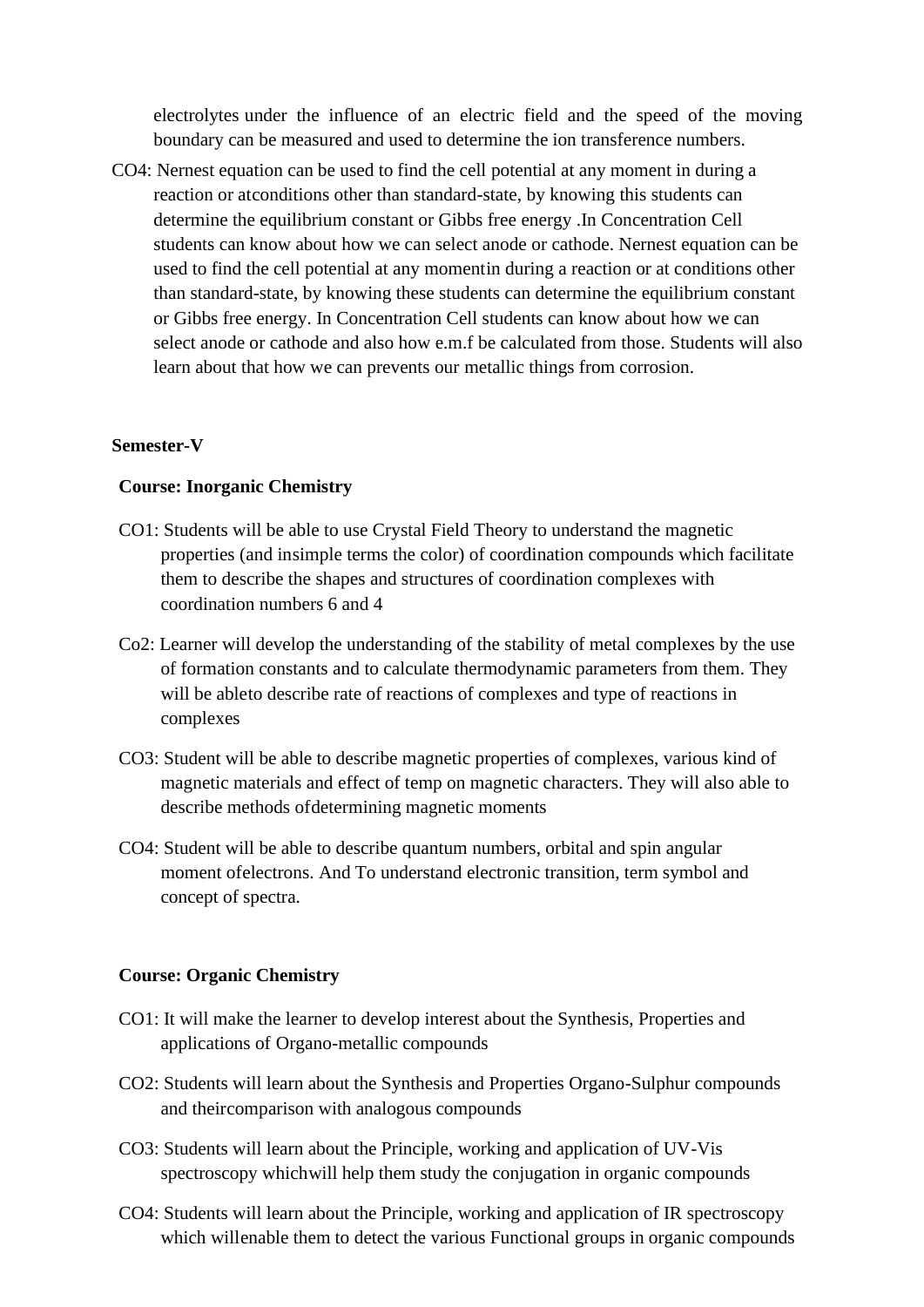electrolytes under the influence of an electric field and the speed of the moving boundary can be measured and used to determine the ion transference numbers.

CO4: Nernest equation can be used to find the cell potential at any moment in during a reaction or atconditions other than standard-state, by knowing this students can determine the equilibrium constant or Gibbs free energy .In Concentration Cell students can know about how we can select anode or cathode. Nernest equation can be used to find the cell potential at any momentin during a reaction or at conditions other than standard-state, by knowing these students can determine the equilibrium constant or Gibbs free energy. In Concentration Cell students can know about how we can select anode or cathode and also how e.m.f be calculated from those. Students will also learn about that how we can prevents our metallic things from corrosion.

**Semester-V**

**Course: Inorganic Chemistry**

CO1: Students will be able to use Crystal Field Theory to understand the magnetic properties (and insimple terms the color) of coordination compounds which facilitate them to describe the shapes and structures of coordination complexes with coordination numbers 6 and 4

Co2: Learner will develop the understanding of the stability of metal complexes by the use of formation constants and to calculate thermodynamic parameters from them. They will be ableto describe rate of reactions of complexes and type of reactions in complexes

CO3: Student will be able to describe magnetic properties of complexes, various kind of magnetic materials and effect of temp on magnetic characters. They will also able to describe methods ofdetermining magnetic moments

CO4: Student will be able to describe quantum numbers, orbital and spin angular moment ofelectrons. And To understand electronic transition, term symbol and concept of spectra.

**Course: Organic Chemistry**

CO1: It will make the learner to develop interest about the Synthesis, Properties and applications of Organo-metallic compounds

CO2: Students will learn about the Synthesis and Properties Organo-Sulphur compounds and theircomparison with analogous compounds

CO3: Students will learn about the Principle, working and application of UV-Vis spectroscopy whichwill help them study the conjugation in organic compounds

CO4: Students will learn about the Principle, working and application of IR spectroscopy which willenable them to detect the various Functional groups in organic compounds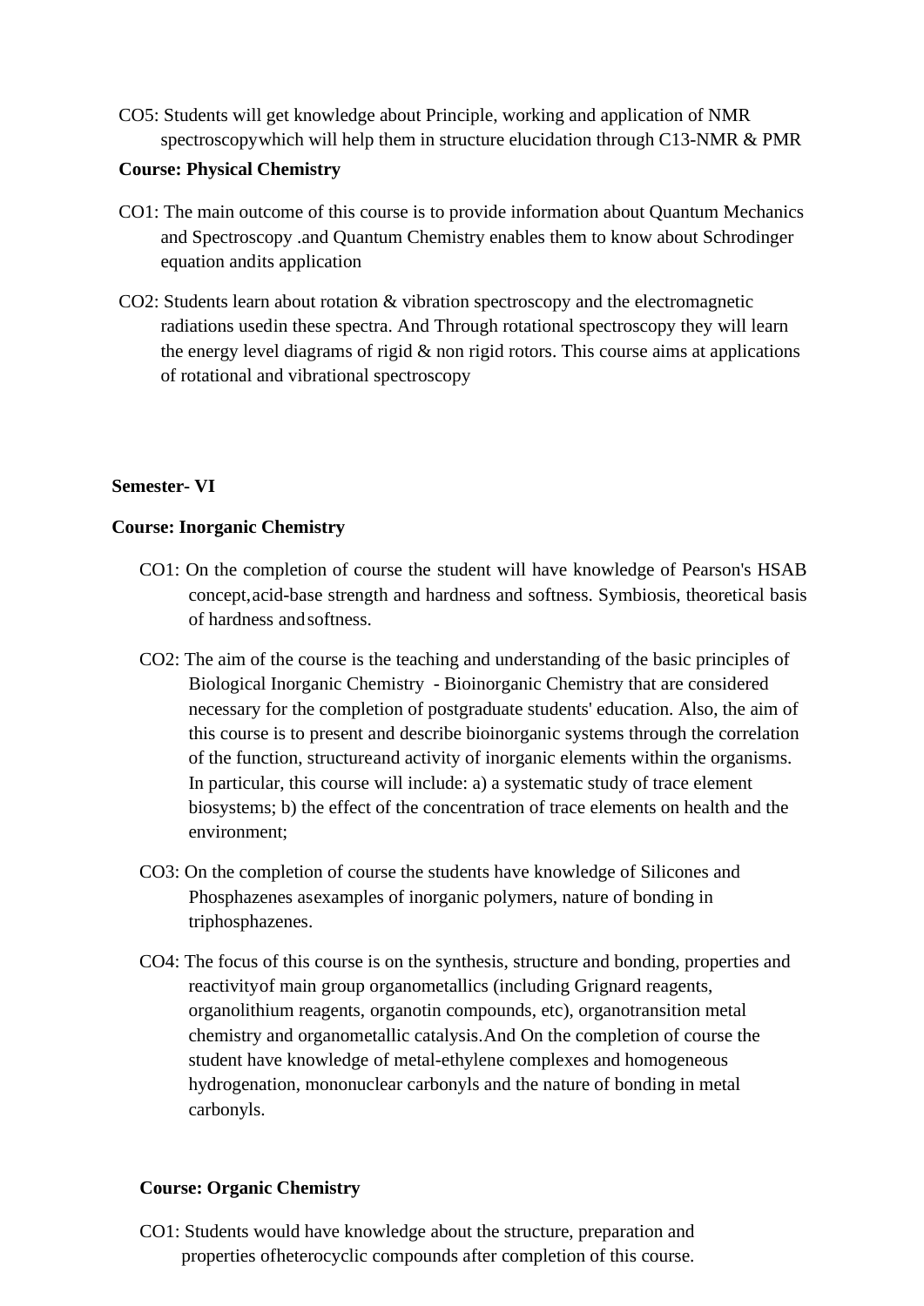CO5: Students will get knowledge about Principle, working and application of NMR spectroscopywhich will help them in structure elucidation through C13-NMR & PMR

**Course: Physical Chemistry**

CO1: The main outcome of this course is to provide information about Quantum Mechanics and Spectroscopy .and Quantum Chemistry enables them to know about Schrodinger equation andits application

CO2: Students learn about rotation & vibration spectroscopy and the electromagnetic radiations usedin these spectra. And Through rotational spectroscopy they will learn the energy level diagrams of rigid & non rigid rotors. This course aims at applications of rotational and vibrational spectroscopy

**Semester- VI**

**Course: Inorganic Chemistry**

CO1: On the completion of course the student will have knowledge of Pearson's HSAB concept,acid-base strength and hardness and softness. Symbiosis, theoretical basis of hardness andsoftness.

CO2: The aim of the course is the teaching and understanding of the basic principles of Biological Inorganic Chemistry - Bioinorganic Chemistry that are considered necessary for the completion of postgraduate students' education. Also, the aim of this course is to present and describe bioinorganic systems through the correlation of the function, structureand activity of inorganic elements within the organisms. In particular, this course will include: a) a systematic study of trace element biosystems; b) the effect of the concentration of trace elements on health and the environment;

CO3: On the completion of course the students have knowledge of Silicones and Phosphazenes asexamples of inorganic polymers, nature of bonding in triphosphazenes.

CO4: The focus of this course is on the synthesis, structure and bonding, properties and reactivityof main group organometallics (including Grignard reagents, organolithium reagents, organotin compounds, etc), organotransition metal chemistry and organometallic catalysis.And On the completion of course the student have knowledge of metal-ethylene complexes and homogeneous hydrogenation, mononuclear carbonyls and the nature of bonding in metal carbonyls.

**Course: Organic Chemistry**

CO1: Students would have knowledge about the structure, preparation and properties ofheterocyclic compounds after completion of this course.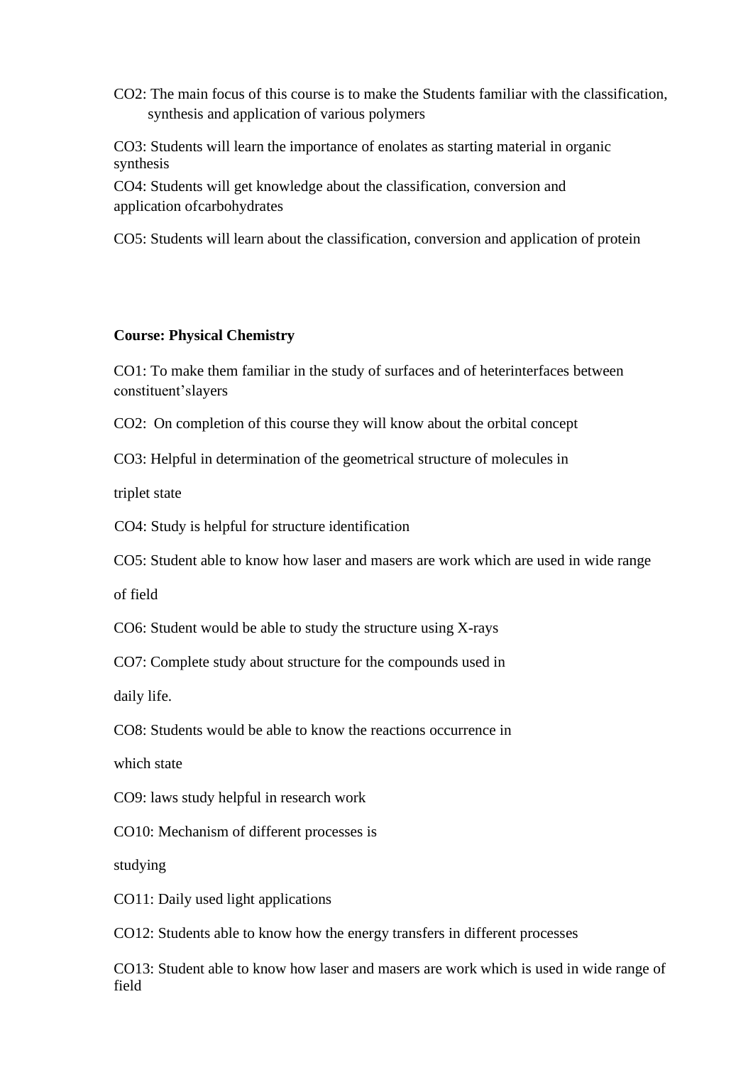CO2: The main focus of this course is to make the Students familiar with the classification, synthesis and application of various polymers

CO3: Students will learn the importance of enolates as starting material in organic synthesis

CO4: Students will get knowledge about the classification, conversion and application ofcarbohydrates

CO5: Students will learn about the classification, conversion and application of protein

**Course: Physical Chemistry**

CO1: To make them familiar in the study of surfaces and of heterinterfaces between constituent'slayers

CO2: On completion of this course they will know about the orbital concept

CO3: Helpful in determination of the geometrical structure of molecules in triplet state

CO4: Study is helpful for structure identification

CO5: Student able to know how laser and masers are work which are used in wide range of field

CO6: Student would be able to study the structure using X-rays

CO7: Complete study about structure for the compounds used in daily life.

CO8: Students would be able to know the reactions occurrence in which state

CO9: laws study helpful in research work

CO10: Mechanism of different processes is studying

CO11: Daily used light applications

CO12: Students able to know how the energy transfers in different processes

CO13: Student able to know how laser and masers are work which is used in wide range of field